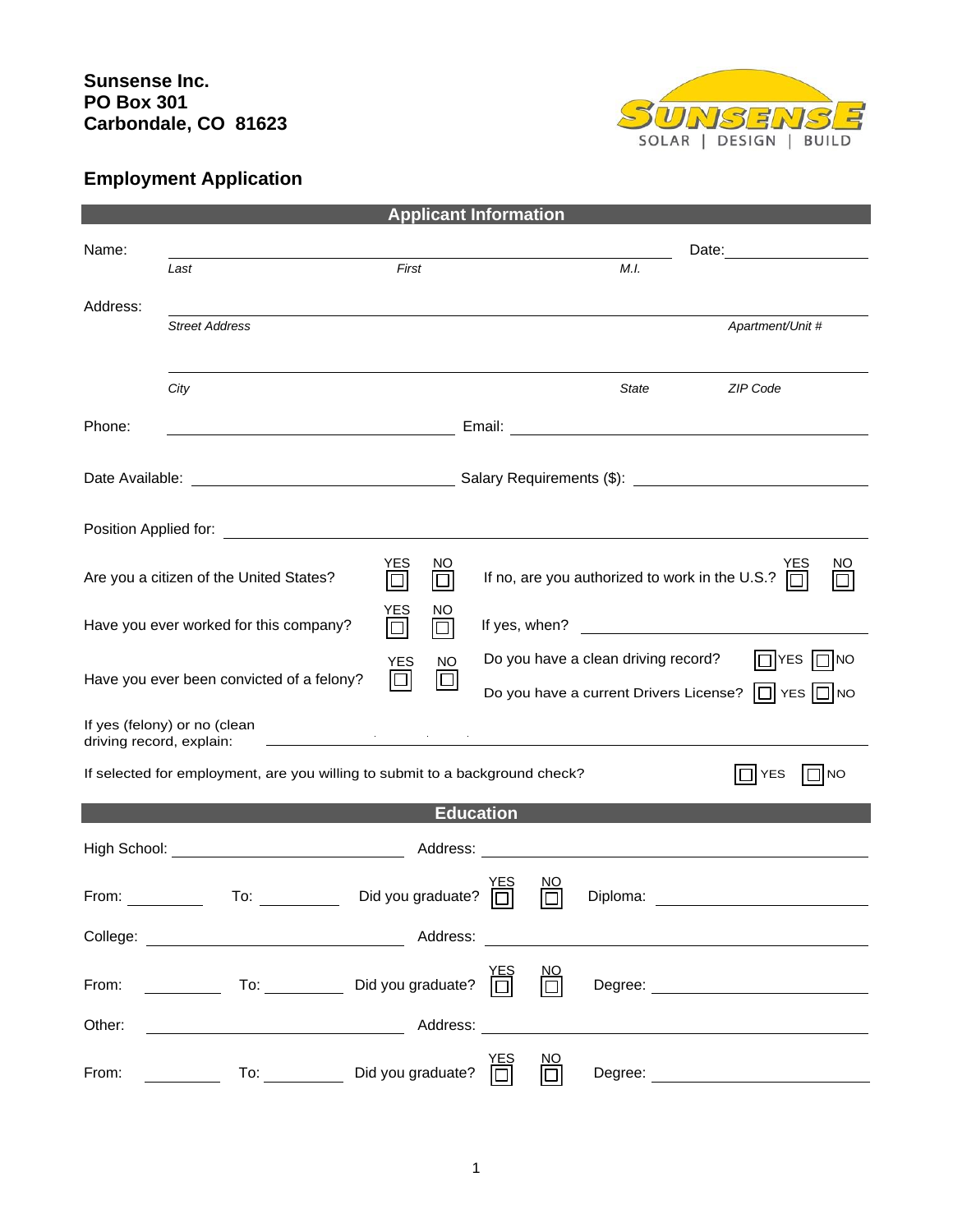**Sunsense Inc.**
**PO Box 301**
**Carbondale, CO 81623**

SUNSENSE
SOLAR | DESIGN | BUILD

## Employment Application

### Applicant Information

Name: ______________________________________________ Date: ____________

*Last* *First* *M.I.*

Address: ______________________________________________

*Street Address* *Apartment/Unit #*

______________________________________________

*City* *State* *ZIP Code*

Phone: ____________________ Email: ____________________

Date Available: ____________________ Salary Requirements ($): ____________________

Position Applied for: ______________________________________________

Are you a citizen of the United States? YES ☐ NO ☐ If no, are you authorized to work in the U.S.? YES ☐ NO ☐

Have you ever worked for this company? YES ☐ NO ☐ If yes, when? ____________________

Have you ever been convicted of a felony? YES ☐ NO ☐

Do you have a clean driving record? ☐ YES ☐ NO

Do you have a current Drivers License? ☐ YES ☐ NO

If yes (felony) or no (clean driving record, explain: ______________________________________________

If selected for employment, are you willing to submit to a background check? ☐ YES ☐ NO

### Education

High School: ____________________ Address: ____________________

From: ________ To: ________ Did you graduate? YES ☐ NO ☐ Diploma: ____________________

College: ____________________ Address: ____________________

From: ________ To: ________ Did you graduate? YES ☐ NO ☐ Degree: ____________________

Other: ____________________ Address: ____________________

From: ________ To: ________ Did you graduate? YES ☐ NO ☐ Degree: ____________________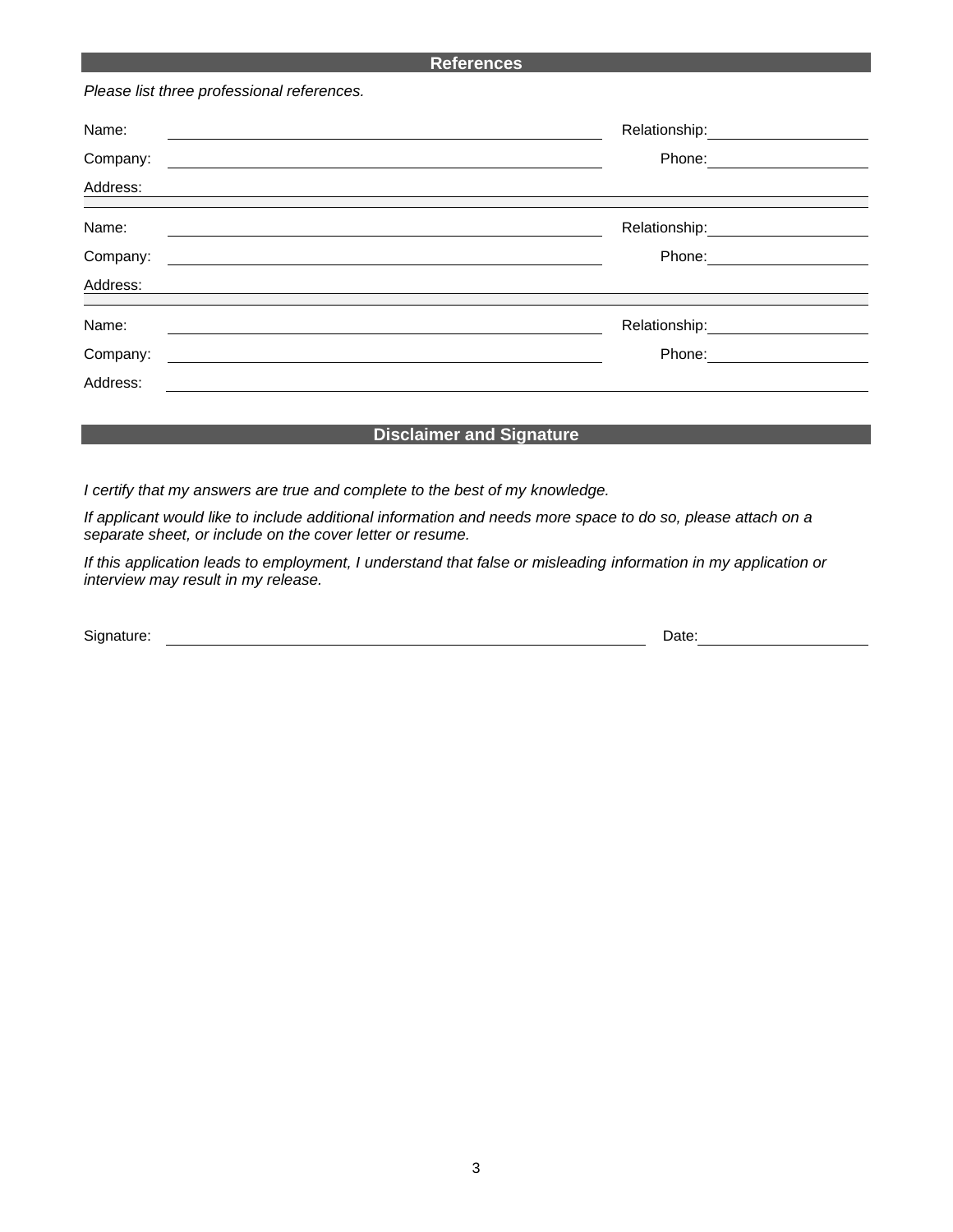## References

*Please list three professional references.*

Name: ______________________________ Relationship: ______________

Company: ______________________________ Phone: ______________

Address: ______________________________________________

Name: ______________________________ Relationship: ______________

Company: ______________________________ Phone: ______________

Address: ______________________________________________

Name: ______________________________ Relationship: ______________

Company: ______________________________ Phone: ______________

Address: ______________________________________________

## Disclaimer and Signature

*I certify that my answers are true and complete to the best of my knowledge.*

*If applicant would like to include additional information and needs more space to do so, please attach on a separate sheet, or include on the cover letter or resume.*

*If this application leads to employment, I understand that false or misleading information in my application or interview may result in my release.*

Signature: ______________________________ Date: ______________